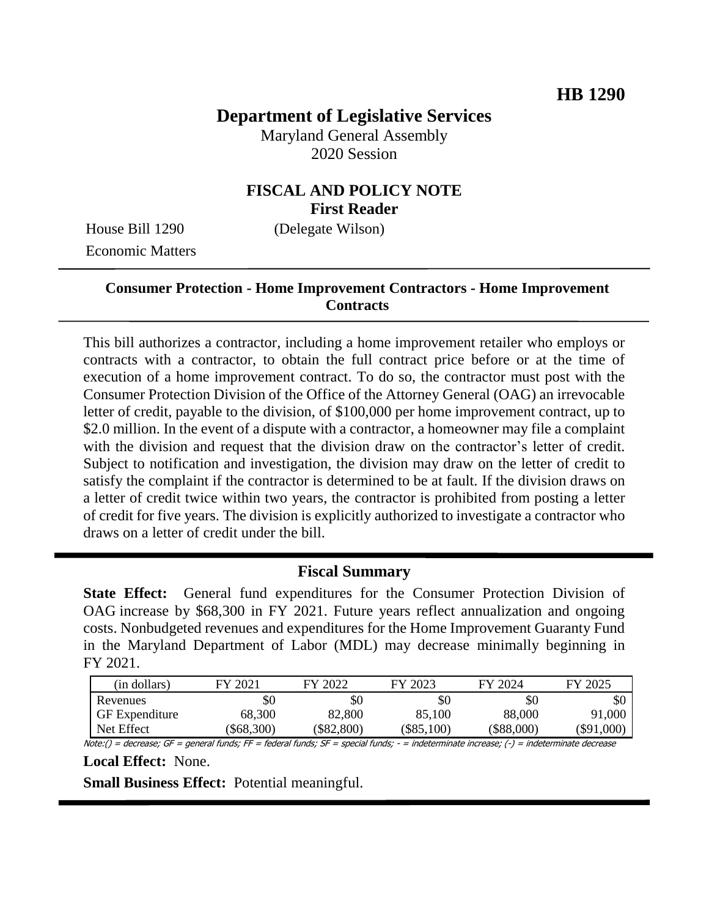**HB 1290**

# Department of Legislative Services

Maryland General Assembly
2020 Session

## FISCAL AND POLICY NOTE
**First Reader**

House Bill 1290 (Delegate Wilson)
Economic Matters

**Consumer Protection - Home Improvement Contractors - Home Improvement Contracts**

This bill authorizes a contractor, including a home improvement retailer who employs or contracts with a contractor, to obtain the full contract price before or at the time of execution of a home improvement contract. To do so, the contractor must post with the Consumer Protection Division of the Office of the Attorney General (OAG) an irrevocable letter of credit, payable to the division, of $100,000 per home improvement contract, up to $2.0 million. In the event of a dispute with a contractor, a homeowner may file a complaint with the division and request that the division draw on the contractor's letter of credit. Subject to notification and investigation, the division may draw on the letter of credit to satisfy the complaint if the contractor is determined to be at fault. If the division draws on a letter of credit twice within two years, the contractor is prohibited from posting a letter of credit for five years. The division is explicitly authorized to investigate a contractor who draws on a letter of credit under the bill.

## Fiscal Summary

**State Effect:** General fund expenditures for the Consumer Protection Division of OAG increase by $68,300 in FY 2021. Future years reflect annualization and ongoing costs. Nonbudgeted revenues and expenditures for the Home Improvement Guaranty Fund in the Maryland Department of Labor (MDL) may decrease minimally beginning in FY 2021.

| (in dollars) | FY 2021 | FY 2022 | FY 2023 | FY 2024 | FY 2025 |
|---|---|---|---|---|---|
| Revenues | $0 | $0 | $0 | $0 | $0 |
| GF Expenditure | 68,300 | 82,800 | 85,100 | 88,000 | 91,000 |
| Net Effect | ($68,300) | ($82,800) | ($85,100) | ($88,000) | ($91,000) |

Note:() = decrease; GF = general funds; FF = federal funds; SF = special funds; - = indeterminate increase; (-) = indeterminate decrease

**Local Effect:** None.

**Small Business Effect:** Potential meaningful.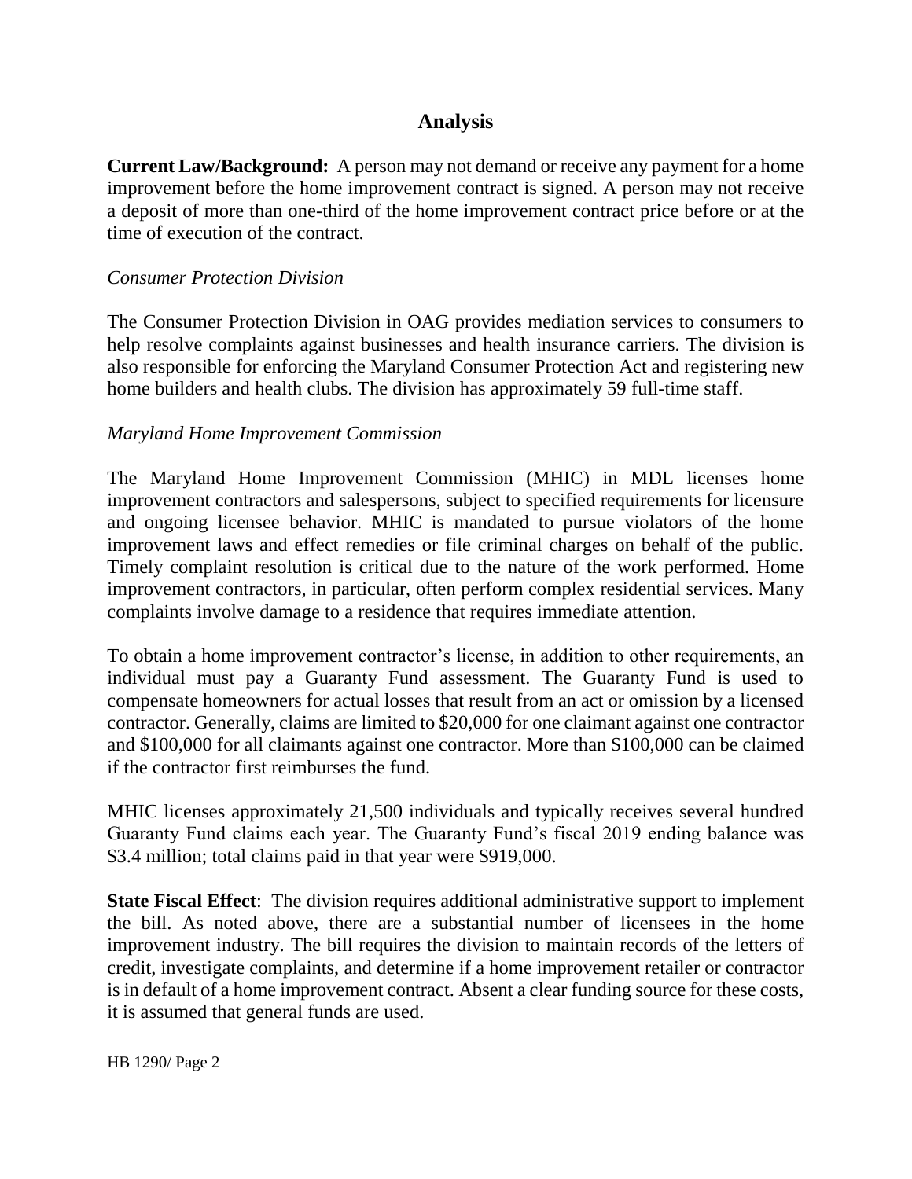## Analysis

**Current Law/Background:** A person may not demand or receive any payment for a home improvement before the home improvement contract is signed. A person may not receive a deposit of more than one-third of the home improvement contract price before or at the time of execution of the contract.

*Consumer Protection Division*

The Consumer Protection Division in OAG provides mediation services to consumers to help resolve complaints against businesses and health insurance carriers. The division is also responsible for enforcing the Maryland Consumer Protection Act and registering new home builders and health clubs. The division has approximately 59 full-time staff.

*Maryland Home Improvement Commission*

The Maryland Home Improvement Commission (MHIC) in MDL licenses home improvement contractors and salespersons, subject to specified requirements for licensure and ongoing licensee behavior. MHIC is mandated to pursue violators of the home improvement laws and effect remedies or file criminal charges on behalf of the public. Timely complaint resolution is critical due to the nature of the work performed. Home improvement contractors, in particular, often perform complex residential services. Many complaints involve damage to a residence that requires immediate attention.

To obtain a home improvement contractor's license, in addition to other requirements, an individual must pay a Guaranty Fund assessment. The Guaranty Fund is used to compensate homeowners for actual losses that result from an act or omission by a licensed contractor. Generally, claims are limited to $20,000 for one claimant against one contractor and $100,000 for all claimants against one contractor. More than $100,000 can be claimed if the contractor first reimburses the fund.

MHIC licenses approximately 21,500 individuals and typically receives several hundred Guaranty Fund claims each year. The Guaranty Fund's fiscal 2019 ending balance was $3.4 million; total claims paid in that year were $919,000.

**State Fiscal Effect**: The division requires additional administrative support to implement the bill. As noted above, there are a substantial number of licensees in the home improvement industry. The bill requires the division to maintain records of the letters of credit, investigate complaints, and determine if a home improvement retailer or contractor is in default of a home improvement contract. Absent a clear funding source for these costs, it is assumed that general funds are used.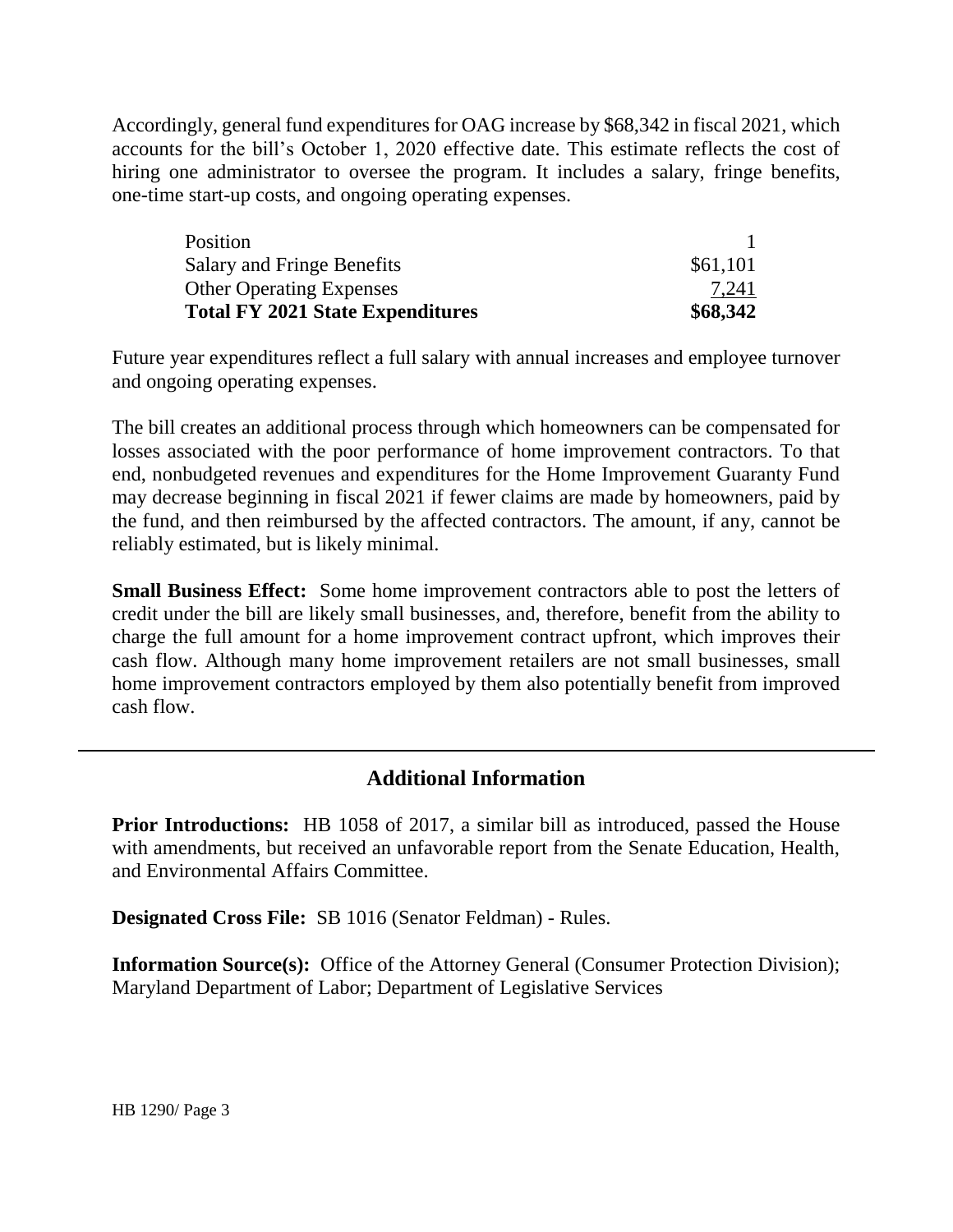Accordingly, general fund expenditures for OAG increase by $68,342 in fiscal 2021, which accounts for the bill's October 1, 2020 effective date. This estimate reflects the cost of hiring one administrator to oversee the program. It includes a salary, fringe benefits, one-time start-up costs, and ongoing operating expenses.

| | |
|---|---|
| Position | 1 |
| Salary and Fringe Benefits | $61,101 |
| Other Operating Expenses | 7,241 |
| **Total FY 2021 State Expenditures** | **$68,342** |

Future year expenditures reflect a full salary with annual increases and employee turnover and ongoing operating expenses.

The bill creates an additional process through which homeowners can be compensated for losses associated with the poor performance of home improvement contractors. To that end, nonbudgeted revenues and expenditures for the Home Improvement Guaranty Fund may decrease beginning in fiscal 2021 if fewer claims are made by homeowners, paid by the fund, and then reimbursed by the affected contractors. The amount, if any, cannot be reliably estimated, but is likely minimal.

**Small Business Effect:** Some home improvement contractors able to post the letters of credit under the bill are likely small businesses, and, therefore, benefit from the ability to charge the full amount for a home improvement contract upfront, which improves their cash flow. Although many home improvement retailers are not small businesses, small home improvement contractors employed by them also potentially benefit from improved cash flow.

## Additional Information

**Prior Introductions:** HB 1058 of 2017, a similar bill as introduced, passed the House with amendments, but received an unfavorable report from the Senate Education, Health, and Environmental Affairs Committee.

**Designated Cross File:** SB 1016 (Senator Feldman) - Rules.

**Information Source(s):** Office of the Attorney General (Consumer Protection Division); Maryland Department of Labor; Department of Legislative Services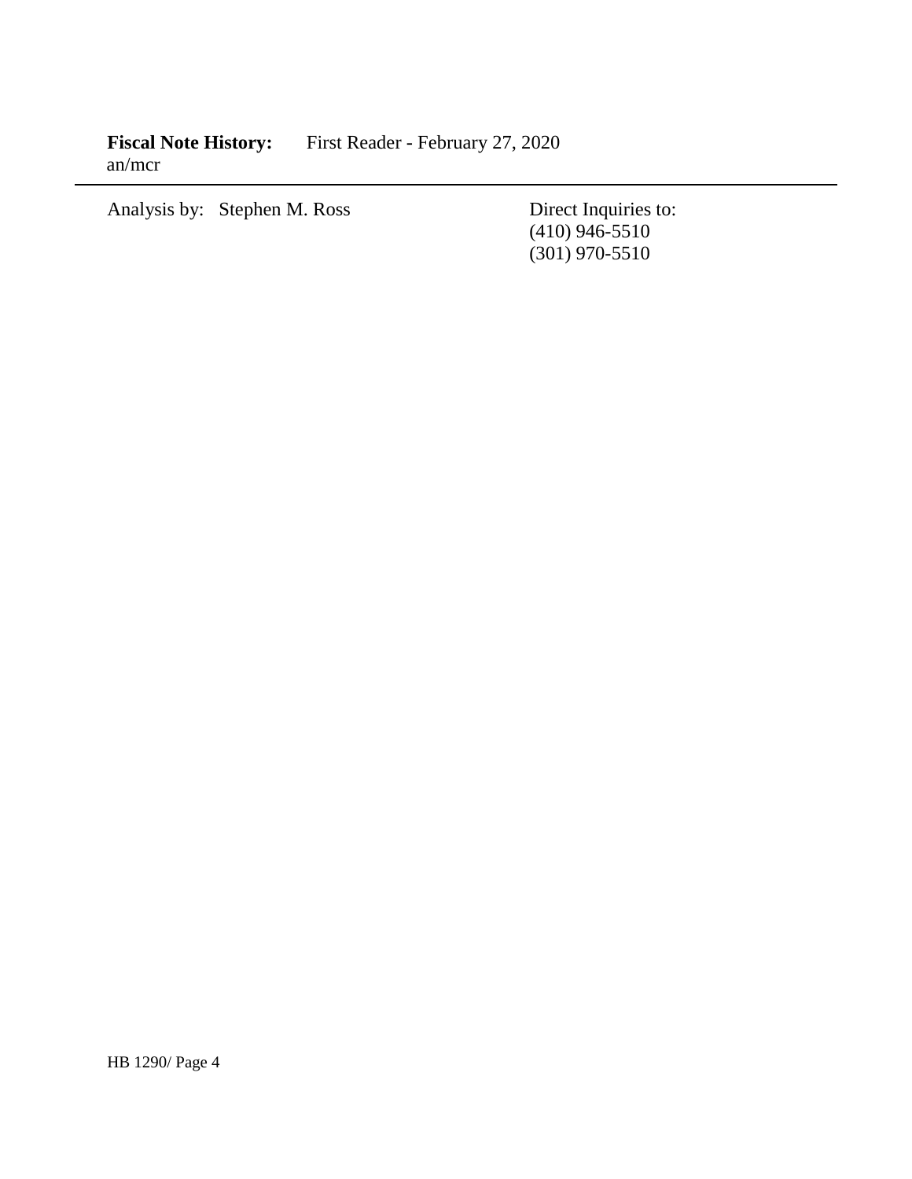**Fiscal Note History:** First Reader - February 27, 2020
an/mcr

---

Analysis by: Stephen M. Ross

Direct Inquiries to:
(410) 946-5510
(301) 970-5510